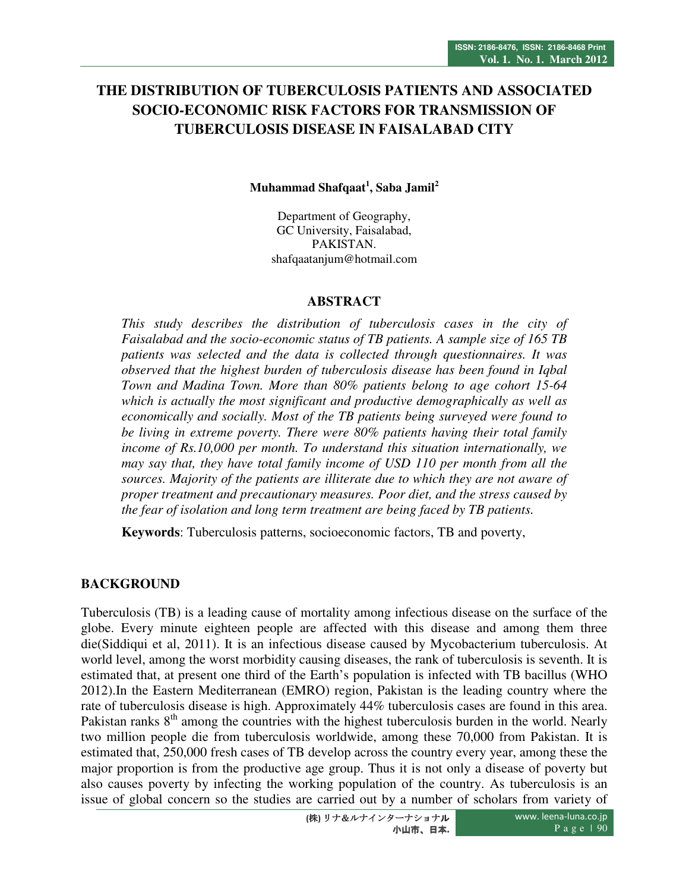# THE DISTRIBUTION OF TUBERCULOSIS PATIENTS AND ASSOCIATED SOCIO-ECONOMIC RISK FACTORS FOR TRANSMISSION OF TUBERCULOSIS DISEASE IN FAISALABAD CITY

**Muhammad Shafqaat[1], Saba Jamil[2]**

Department of Geography,
GC University, Faisalabad,
PAKISTAN.
shafqaatanjum@hotmail.com

## ABSTRACT

*This study describes the distribution of tuberculosis cases in the city of Faisalabad and the socio-economic status of TB patients. A sample size of 165 TB patients was selected and the data is collected through questionnaires. It was observed that the highest burden of tuberculosis disease has been found in Iqbal Town and Madina Town. More than 80% patients belong to age cohort 15-64 which is actually the most significant and productive demographically as well as economically and socially. Most of the TB patients being surveyed were found to be living in extreme poverty. There were 80% patients having their total family income of Rs.10,000 per month. To understand this situation internationally, we may say that, they have total family income of USD 110 per month from all the sources. Majority of the patients are illiterate due to which they are not aware of proper treatment and precautionary measures. Poor diet, and the stress caused by the fear of isolation and long term treatment are being faced by TB patients.*

**Keywords**: Tuberculosis patterns, socioeconomic factors, TB and poverty,

## BACKGROUND

Tuberculosis (TB) is a leading cause of mortality among infectious disease on the surface of the globe. Every minute eighteen people are affected with this disease and among them three die(Siddiqui et al, 2011). It is an infectious disease caused by Mycobacterium tuberculosis. At world level, among the worst morbidity causing diseases, the rank of tuberculosis is seventh. It is estimated that, at present one third of the Earth's population is infected with TB bacillus (WHO 2012).In the Eastern Mediterranean (EMRO) region, Pakistan is the leading country where the rate of tuberculosis disease is high. Approximately 44% tuberculosis cases are found in this area. Pakistan ranks 8th among the countries with the highest tuberculosis burden in the world. Nearly two million people die from tuberculosis worldwide, among these 70,000 from Pakistan. It is estimated that, 250,000 fresh cases of TB develop across the country every year, among these the major proportion is from the productive age group. Thus it is not only a disease of poverty but also causes poverty by infecting the working population of the country. As tuberculosis is an issue of global concern so the studies are carried out by a number of scholars from variety of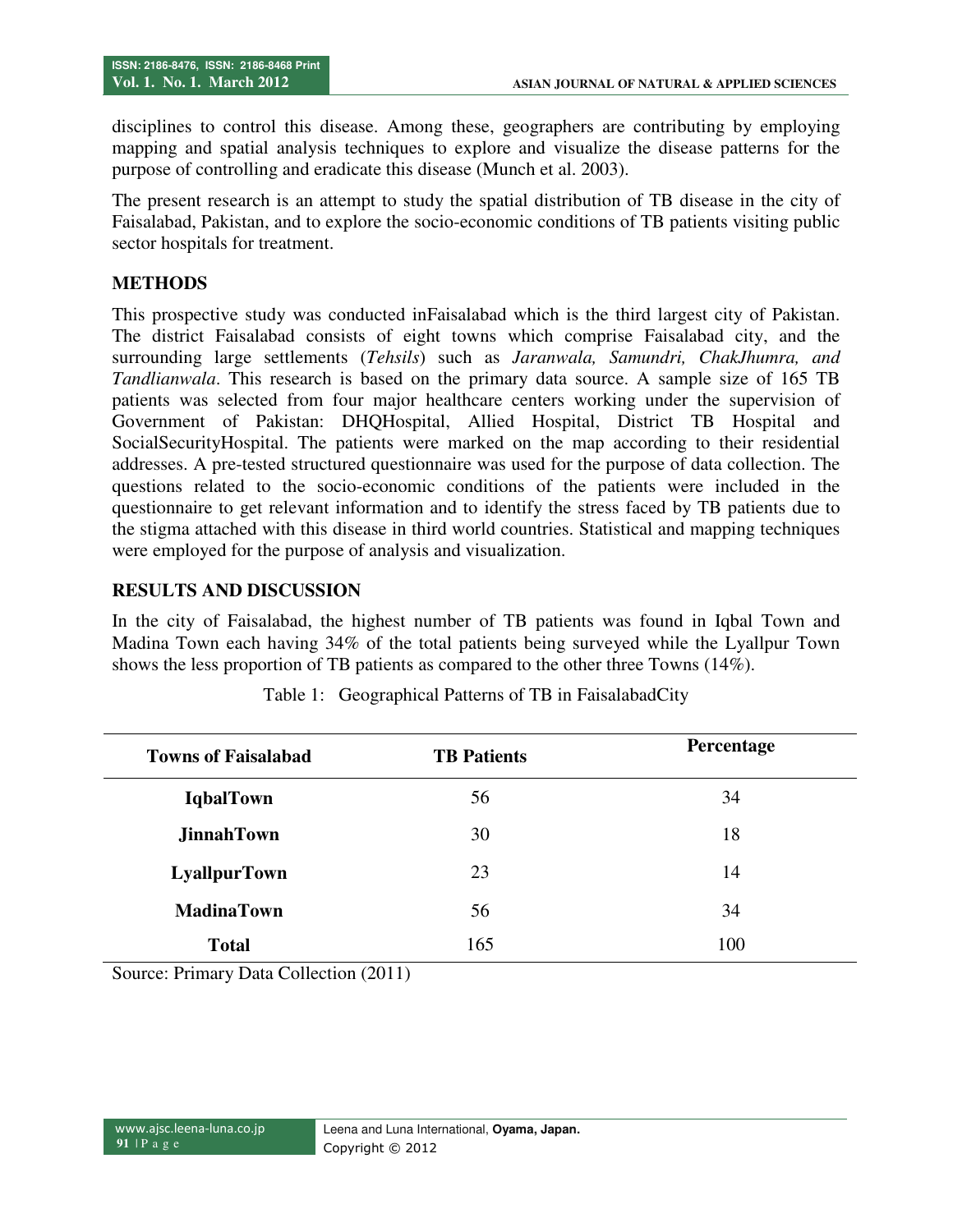disciplines to control this disease. Among these, geographers are contributing by employing mapping and spatial analysis techniques to explore and visualize the disease patterns for the purpose of controlling and eradicate this disease (Munch et al. 2003).

The present research is an attempt to study the spatial distribution of TB disease in the city of Faisalabad, Pakistan, and to explore the socio-economic conditions of TB patients visiting public sector hospitals for treatment.

## METHODS

This prospective study was conducted inFaisalabad which is the third largest city of Pakistan. The district Faisalabad consists of eight towns which comprise Faisalabad city, and the surrounding large settlements (*Tehsils*) such as *Jaranwala, Samundri, ChakJhumra, and Tandlianwala*. This research is based on the primary data source. A sample size of 165 TB patients was selected from four major healthcare centers working under the supervision of Government of Pakistan: DHQHospital, Allied Hospital, District TB Hospital and SocialSecurityHospital. The patients were marked on the map according to their residential addresses. A pre-tested structured questionnaire was used for the purpose of data collection. The questions related to the socio-economic conditions of the patients were included in the questionnaire to get relevant information and to identify the stress faced by TB patients due to the stigma attached with this disease in third world countries. Statistical and mapping techniques were employed for the purpose of analysis and visualization.

## RESULTS AND DISCUSSION

In the city of Faisalabad, the highest number of TB patients was found in Iqbal Town and Madina Town each having 34% of the total patients being surveyed while the Lyallpur Town shows the less proportion of TB patients as compared to the other three Towns (14%).

Table 1: Geographical Patterns of TB in FaisalabadCity

| Towns of Faisalabad | TB Patients | Percentage |
|---|---|---|
| **IqbalTown** | 56 | 34 |
| **JinnahTown** | 30 | 18 |
| **LyallpurTown** | 23 | 14 |
| **MadinaTown** | 56 | 34 |
| **Total** | 165 | 100 |

Source: Primary Data Collection (2011)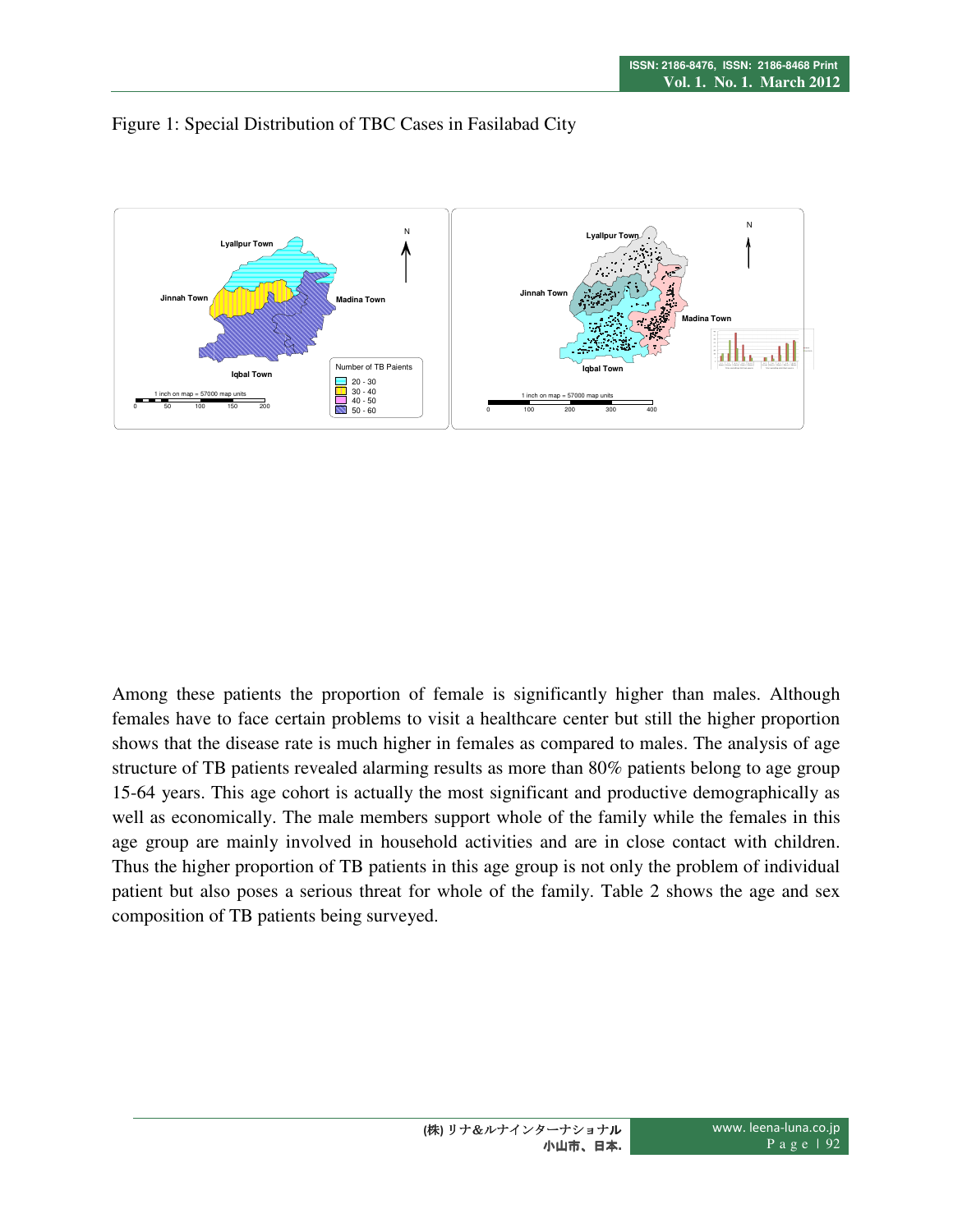Figure 1: Special Distribution of TBC Cases in Fasilabad City

Among these patients the proportion of female is significantly higher than males. Although females have to face certain problems to visit a healthcare center but still the higher proportion shows that the disease rate is much higher in females as compared to males. The analysis of age structure of TB patients revealed alarming results as more than 80% patients belong to age group 15-64 years. This age cohort is actually the most significant and productive demographically as well as economically. The male members support whole of the family while the females in this age group are mainly involved in household activities and are in close contact with children. Thus the higher proportion of TB patients in this age group is not only the problem of individual patient but also poses a serious threat for whole of the family. Table 2 shows the age and sex composition of TB patients being surveyed.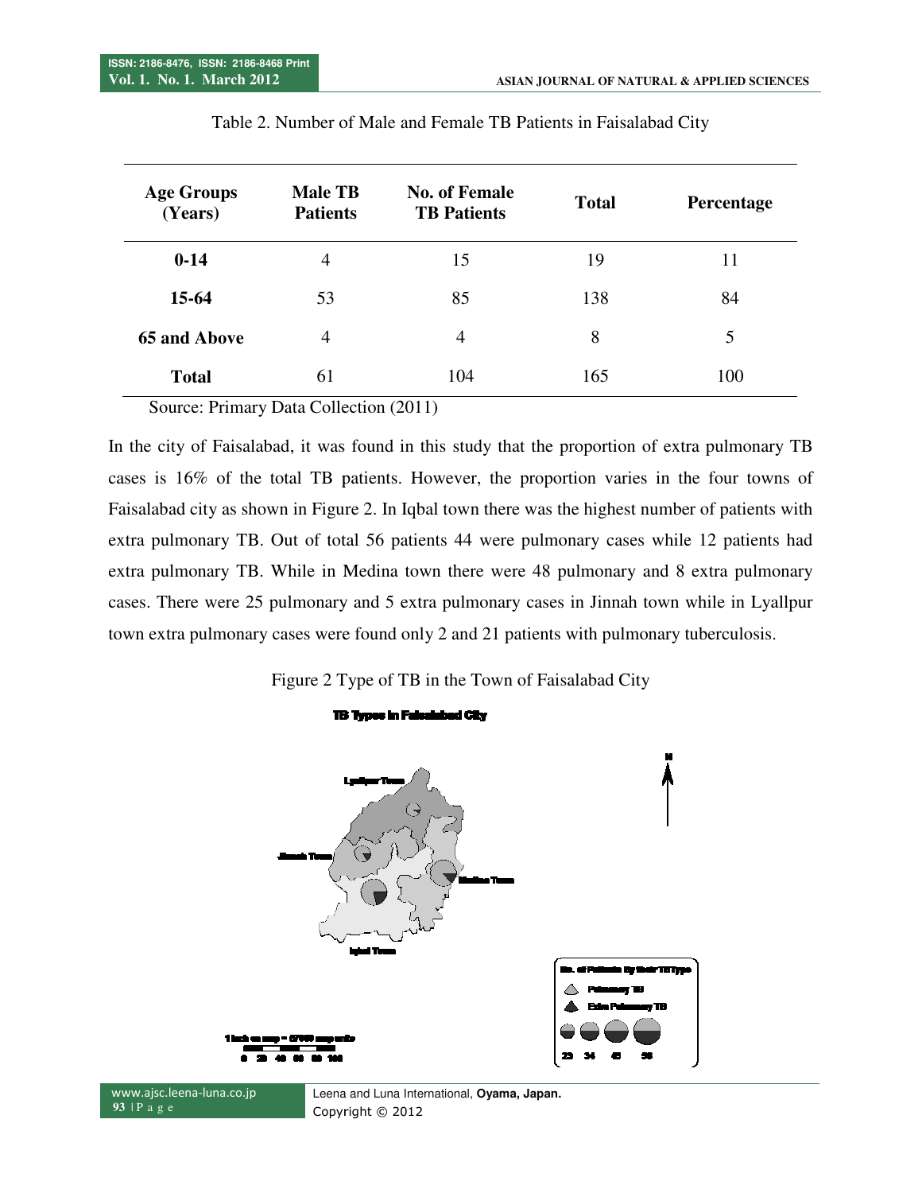Table 2. Number of Male and Female TB Patients in Faisalabad City

| Age Groups (Years) | Male TB Patients | No. of Female TB Patients | Total | Percentage |
|---|---|---|---|---|
| **0-14** | 4 | 15 | 19 | 11 |
| **15-64** | 53 | 85 | 138 | 84 |
| **65 and Above** | 4 | 4 | 8 | 5 |
| **Total** | 61 | 104 | 165 | 100 |

Source: Primary Data Collection (2011)

In the city of Faisalabad, it was found in this study that the proportion of extra pulmonary TB cases is 16% of the total TB patients. However, the proportion varies in the four towns of Faisalabad city as shown in Figure 2. In Iqbal town there was the highest number of patients with extra pulmonary TB. Out of total 56 patients 44 were pulmonary cases while 12 patients had extra pulmonary TB. While in Medina town there were 48 pulmonary and 8 extra pulmonary cases. There were 25 pulmonary and 5 extra pulmonary cases in Jinnah town while in Lyallpur town extra pulmonary cases were found only 2 and 21 patients with pulmonary tuberculosis.

Figure 2 Type of TB in the Town of Faisalabad City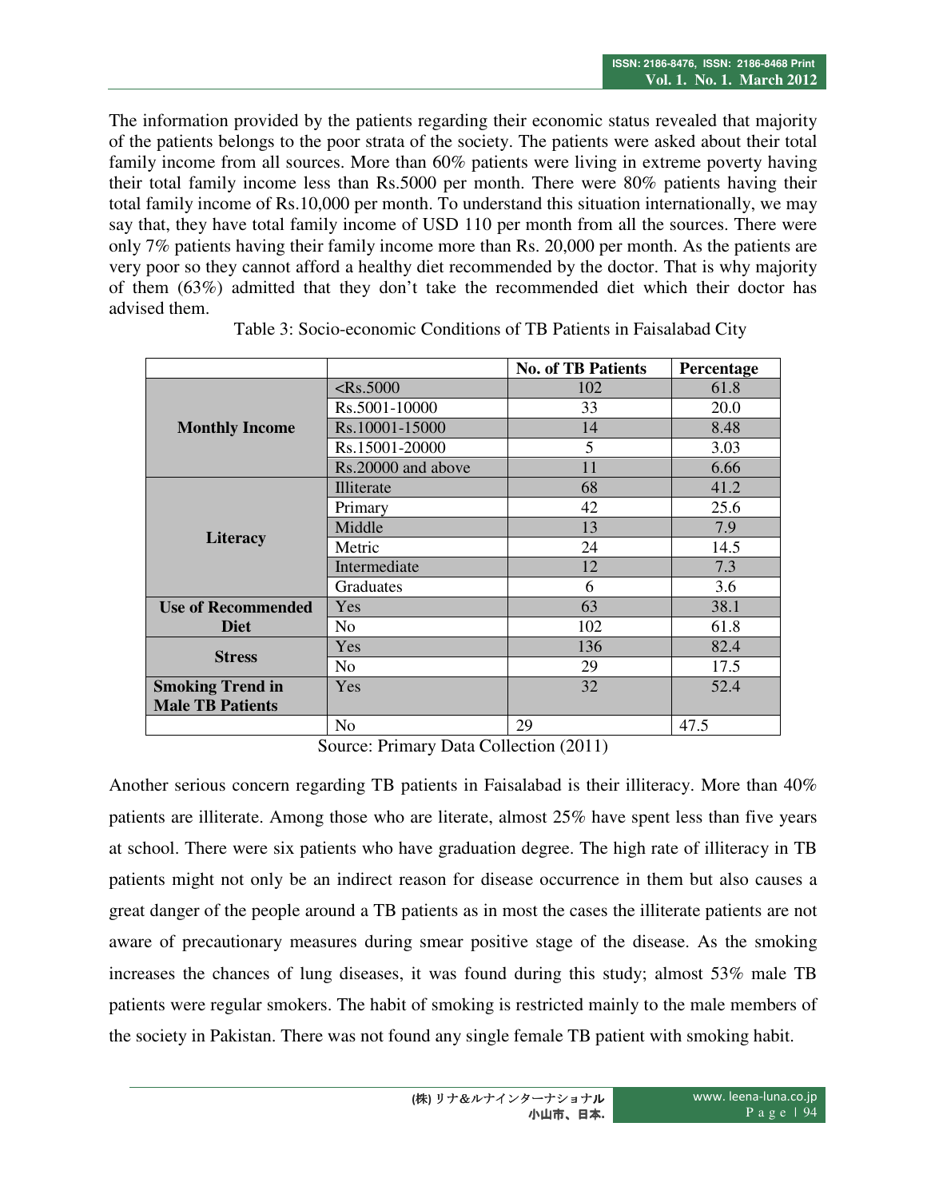The information provided by the patients regarding their economic status revealed that majority of the patients belongs to the poor strata of the society. The patients were asked about their total family income from all sources. More than 60% patients were living in extreme poverty having their total family income less than Rs.5000 per month. There were 80% patients having their total family income of Rs.10,000 per month. To understand this situation internationally, we may say that, they have total family income of USD 110 per month from all the sources. There were only 7% patients having their family income more than Rs. 20,000 per month. As the patients are very poor so they cannot afford a healthy diet recommended by the doctor. That is why majority of them (63%) admitted that they don't take the recommended diet which their doctor has advised them.

Table 3: Socio-economic Conditions of TB Patients in Faisalabad City

| | | No. of TB Patients | Percentage |
|---|---|---|---|
| **Monthly Income** | <Rs.5000 | 102 | 61.8 |
| | Rs.5001-10000 | 33 | 20.0 |
| | Rs.10001-15000 | 14 | 8.48 |
| | Rs.15001-20000 | 5 | 3.03 |
| | Rs.20000 and above | 11 | 6.66 |
| **Literacy** | Illiterate | 68 | 41.2 |
| | Primary | 42 | 25.6 |
| | Middle | 13 | 7.9 |
| | Metric | 24 | 14.5 |
| | Intermediate | 12 | 7.3 |
| | Graduates | 6 | 3.6 |
| **Use of Recommended Diet** | Yes | 63 | 38.1 |
| | No | 102 | 61.8 |
| **Stress** | Yes | 136 | 82.4 |
| | No | 29 | 17.5 |
| **Smoking Trend in Male TB Patients** | Yes | 32 | 52.4 |
| | No | 29 | 47.5 |

Source: Primary Data Collection (2011)

Another serious concern regarding TB patients in Faisalabad is their illiteracy. More than 40% patients are illiterate. Among those who are literate, almost 25% have spent less than five years at school. There were six patients who have graduation degree. The high rate of illiteracy in TB patients might not only be an indirect reason for disease occurrence in them but also causes a great danger of the people around a TB patients as in most the cases the illiterate patients are not aware of precautionary measures during smear positive stage of the disease. As the smoking increases the chances of lung diseases, it was found during this study; almost 53% male TB patients were regular smokers. The habit of smoking is restricted mainly to the male members of the society in Pakistan. There was not found any single female TB patient with smoking habit.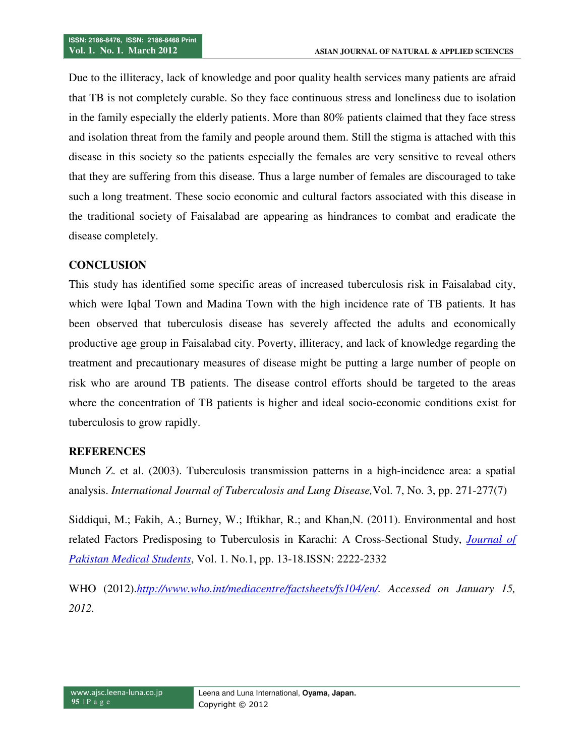Due to the illiteracy, lack of knowledge and poor quality health services many patients are afraid that TB is not completely curable. So they face continuous stress and loneliness due to isolation in the family especially the elderly patients. More than 80% patients claimed that they face stress and isolation threat from the family and people around them. Still the stigma is attached with this disease in this society so the patients especially the females are very sensitive to reveal others that they are suffering from this disease. Thus a large number of females are discouraged to take such a long treatment. These socio economic and cultural factors associated with this disease in the traditional society of Faisalabad are appearing as hindrances to combat and eradicate the disease completely.

## CONCLUSION

This study has identified some specific areas of increased tuberculosis risk in Faisalabad city, which were Iqbal Town and Madina Town with the high incidence rate of TB patients. It has been observed that tuberculosis disease has severely affected the adults and economically productive age group in Faisalabad city. Poverty, illiteracy, and lack of knowledge regarding the treatment and precautionary measures of disease might be putting a large number of people on risk who are around TB patients. The disease control efforts should be targeted to the areas where the concentration of TB patients is higher and ideal socio-economic conditions exist for tuberculosis to grow rapidly.

## REFERENCES

Munch Z. et al. (2003). Tuberculosis transmission patterns in a high-incidence area: a spatial analysis. *International Journal of Tuberculosis and Lung Disease,* Vol. 7, No. 3, pp. 271-277(7)

Siddiqui, M.; Fakih, A.; Burney, W.; Iftikhar, R.; and Khan,N. (2011). Environmental and host related Factors Predisposing to Tuberculosis in Karachi: A Cross-Sectional Study, *Journal of Pakistan Medical Students*, Vol. 1. No.1, pp. 13-18.ISSN: 2222-2332

WHO (2012).*http://www.who.int/mediacentre/factsheets/fs104/en/. Accessed on January 15, 2012.*